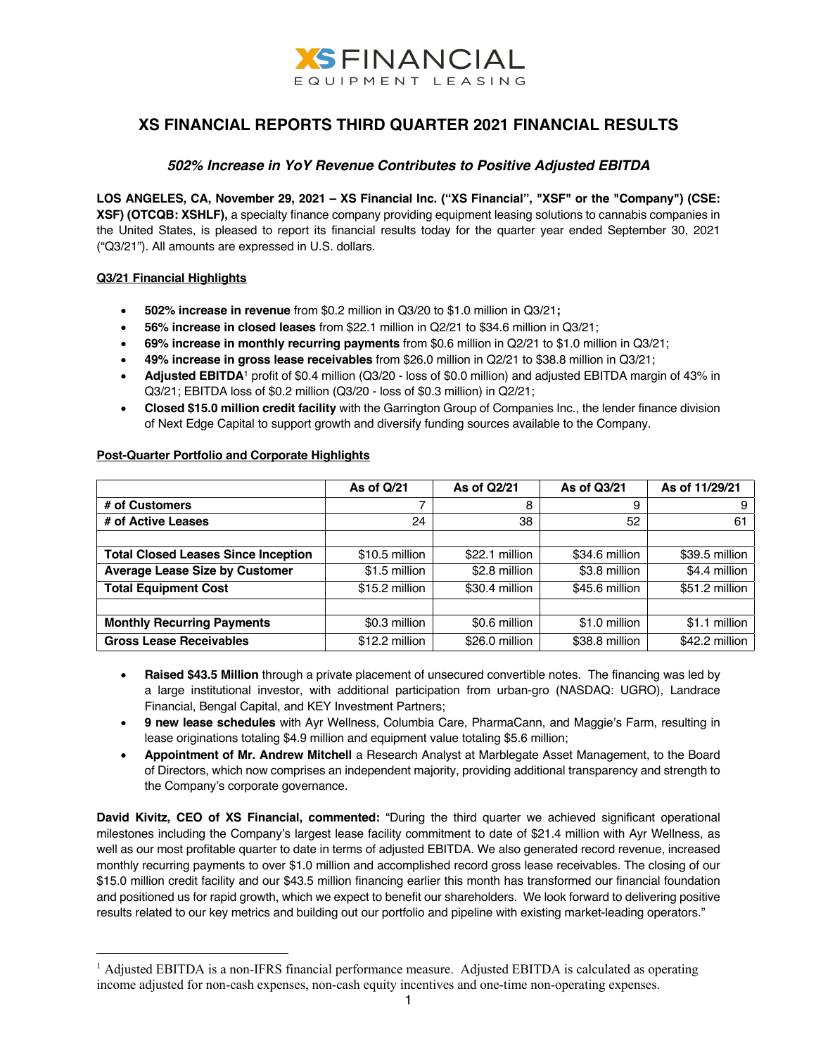# XS FINANCIAL REPORTS THIRD QUARTER 2021 FINANCIAL RESULTS

### *502% Increase in YoY Revenue Contributes to Positive Adjusted EBITDA*

**LOS ANGELES, CA, November 29, 2021 – XS Financial Inc. ("XS Financial", "XSF" or the "Company") (CSE: XSF) (OTCQB: XSHLF),** a specialty finance company providing equipment leasing solutions to cannabis companies in the United States, is pleased to report its financial results today for the quarter year ended September 30, 2021 ("Q3/21"). All amounts are expressed in U.S. dollars.

**Q3/21 Financial Highlights**

- **502% increase in revenue** from $0.2 million in Q3/20 to $1.0 million in Q3/21**;**
- **56% increase in closed leases** from $22.1 million in Q2/21 to $34.6 million in Q3/21;
- **69% increase in monthly recurring payments** from $0.6 million in Q2/21 to $1.0 million in Q3/21;
- **49% increase in gross lease receivables** from $26.0 million in Q2/21 to $38.8 million in Q3/21;
- **Adjusted EBITDA**[1] profit of $0.4 million (Q3/20 - loss of $0.0 million) and adjusted EBITDA margin of 43% in Q3/21; EBITDA loss of $0.2 million (Q3/20 - loss of $0.3 million) in Q2/21;
- **Closed $15.0 million credit facility** with the Garrington Group of Companies Inc., the lender finance division of Next Edge Capital to support growth and diversify funding sources available to the Company.

**Post-Quarter Portfolio and Corporate Highlights**

| | As of Q/21 | As of Q2/21 | As of Q3/21 | As of 11/29/21 |
|---|---|---|---|---|
| **# of Customers** | 7 | 8 | 9 | 9 |
| **# of Active Leases** | 24 | 38 | 52 | 61 |
| | | | | |
| **Total Closed Leases Since Inception** | $10.5 million | $22.1 million | $34.6 million | $39.5 million |
| **Average Lease Size by Customer** | $1.5 million | $2.8 million | $3.8 million | $4.4 million |
| **Total Equipment Cost** | $15.2 million | $30.4 million | $45.6 million | $51.2 million |
| | | | | |
| **Monthly Recurring Payments** | $0.3 million | $0.6 million | $1.0 million | $1.1 million |
| **Gross Lease Receivables** | $12.2 million | $26.0 million | $38.8 million | $42.2 million |

- **Raised $43.5 Million** through a private placement of unsecured convertible notes. The financing was led by a large institutional investor, with additional participation from urban-gro (NASDAQ: UGRO), Landrace Financial, Bengal Capital, and KEY Investment Partners;
- **9 new lease schedules** with Ayr Wellness, Columbia Care, PharmaCann, and Maggie's Farm, resulting in lease originations totaling $4.9 million and equipment value totaling $5.6 million;
- **Appointment of Mr. Andrew Mitchell** a Research Analyst at Marblegate Asset Management, to the Board of Directors, which now comprises an independent majority, providing additional transparency and strength to the Company's corporate governance.

**David Kivitz, CEO of XS Financial, commented:** "During the third quarter we achieved significant operational milestones including the Company's largest lease facility commitment to date of $21.4 million with Ayr Wellness, as well as our most profitable quarter to date in terms of adjusted EBITDA. We also generated record revenue, increased monthly recurring payments to over $1.0 million and accomplished record gross lease receivables. The closing of our $15.0 million credit facility and our $43.5 million financing earlier this month has transformed our financial foundation and positioned us for rapid growth, which we expect to benefit our shareholders. We look forward to delivering positive results related to our key metrics and building out our portfolio and pipeline with existing market-leading operators."

[1] Adjusted EBITDA is a non-IFRS financial performance measure. Adjusted EBITDA is calculated as operating income adjusted for non-cash expenses, non-cash equity incentives and one-time non-operating expenses.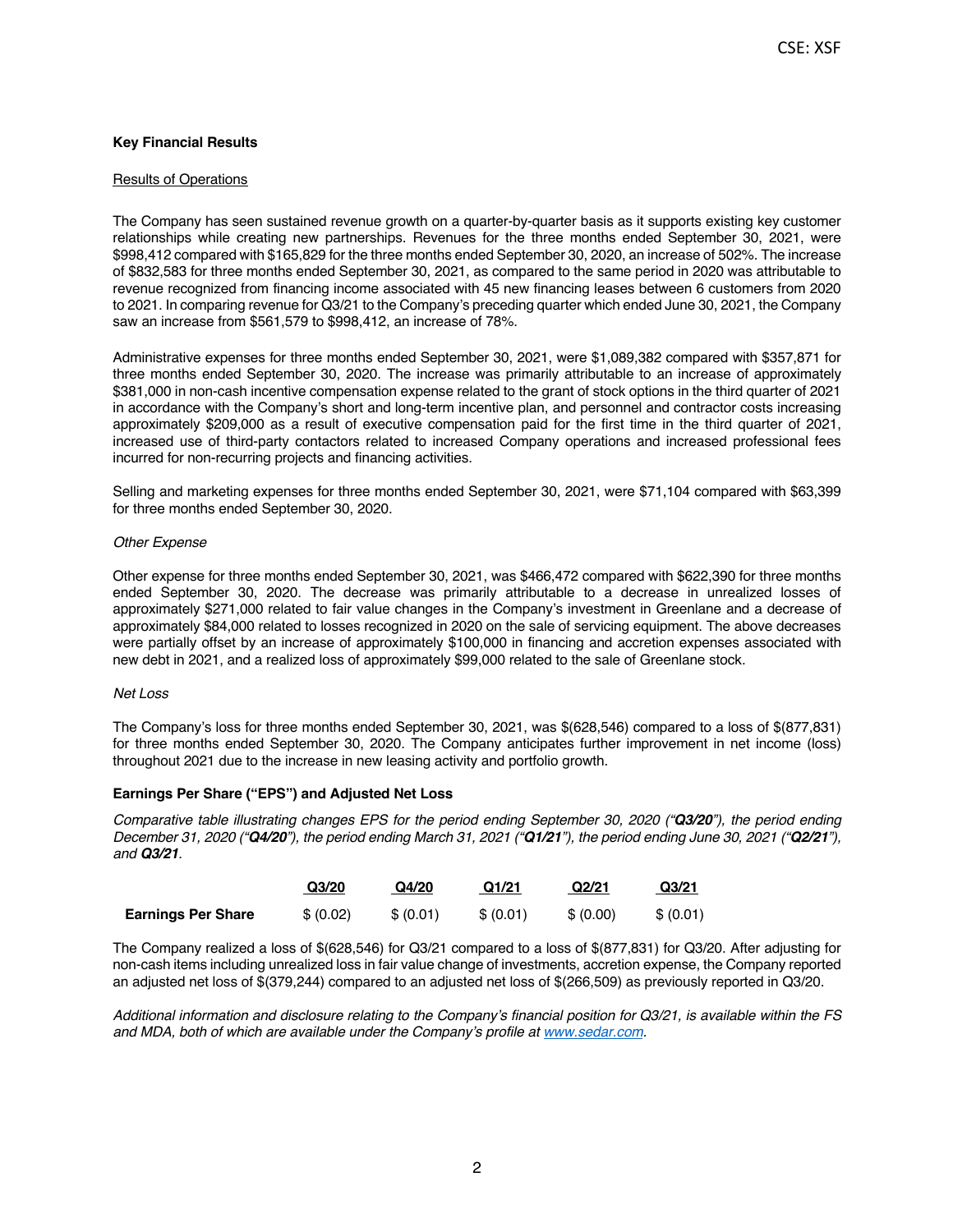**Key Financial Results**

Results of Operations

The Company has seen sustained revenue growth on a quarter-by-quarter basis as it supports existing key customer relationships while creating new partnerships. Revenues for the three months ended September 30, 2021, were $998,412 compared with $165,829 for the three months ended September 30, 2020, an increase of 502%. The increase of $832,583 for three months ended September 30, 2021, as compared to the same period in 2020 was attributable to revenue recognized from financing income associated with 45 new financing leases between 6 customers from 2020 to 2021. In comparing revenue for Q3/21 to the Company's preceding quarter which ended June 30, 2021, the Company saw an increase from $561,579 to $998,412, an increase of 78%.

Administrative expenses for three months ended September 30, 2021, were $1,089,382 compared with $357,871 for three months ended September 30, 2020. The increase was primarily attributable to an increase of approximately $381,000 in non-cash incentive compensation expense related to the grant of stock options in the third quarter of 2021 in accordance with the Company's short and long-term incentive plan, and personnel and contractor costs increasing approximately $209,000 as a result of executive compensation paid for the first time in the third quarter of 2021, increased use of third-party contactors related to increased Company operations and increased professional fees incurred for non-recurring projects and financing activities.

Selling and marketing expenses for three months ended September 30, 2021, were $71,104 compared with $63,399 for three months ended September 30, 2020.

*Other Expense*

Other expense for three months ended September 30, 2021, was $466,472 compared with $622,390 for three months ended September 30, 2020. The decrease was primarily attributable to a decrease in unrealized losses of approximately $271,000 related to fair value changes in the Company's investment in Greenlane and a decrease of approximately $84,000 related to losses recognized in 2020 on the sale of servicing equipment. The above decreases were partially offset by an increase of approximately $100,000 in financing and accretion expenses associated with new debt in 2021, and a realized loss of approximately $99,000 related to the sale of Greenlane stock.

*Net Loss*

The Company's loss for three months ended September 30, 2021, was $(628,546) compared to a loss of $(877,831) for three months ended September 30, 2020. The Company anticipates further improvement in net income (loss) throughout 2021 due to the increase in new leasing activity and portfolio growth.

**Earnings Per Share ("EPS") and Adjusted Net Loss**

*Comparative table illustrating changes EPS for the period ending September 30, 2020 ("**Q3/20**"), the period ending December 31, 2020 ("**Q4/20**"), the period ending March 31, 2021 ("**Q1/21**"), the period ending June 30, 2021 ("**Q2/21**"), and **Q3/21**.*

| | Q3/20 | Q4/20 | Q1/21 | Q2/21 | Q3/21 |
|---|---|---|---|---|---|
| **Earnings Per Share** | $ (0.02) | $ (0.01) | $ (0.01) | $ (0.00) | $ (0.01) |

The Company realized a loss of $(628,546) for Q3/21 compared to a loss of $(877,831) for Q3/20. After adjusting for non-cash items including unrealized loss in fair value change of investments, accretion expense, the Company reported an adjusted net loss of $(379,244) compared to an adjusted net loss of $(266,509) as previously reported in Q3/20.

*Additional information and disclosure relating to the Company's financial position for Q3/21, is available within the FS and MDA, both of which are available under the Company's profile at [www.sedar.com](www.sedar.com).*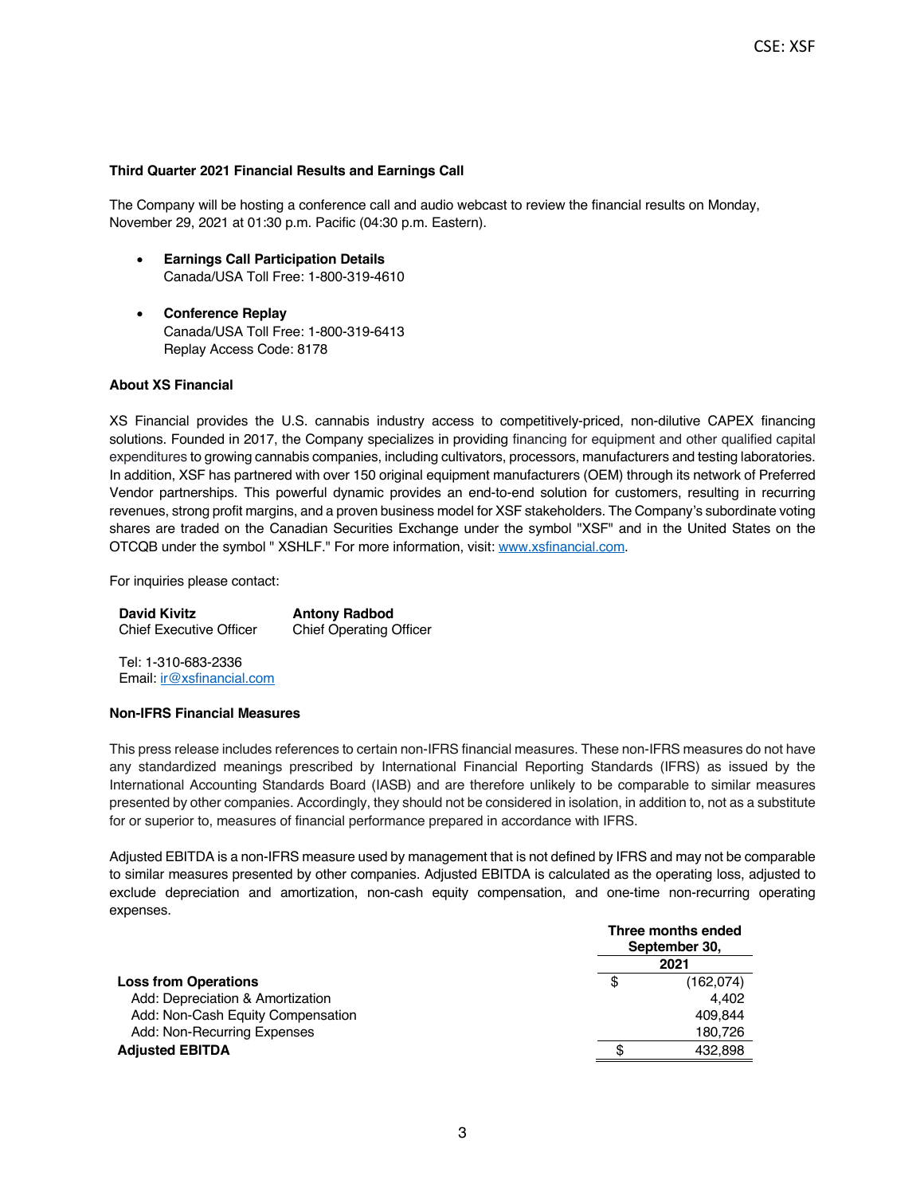### Third Quarter 2021 Financial Results and Earnings Call

The Company will be hosting a conference call and audio webcast to review the financial results on Monday, November 29, 2021 at 01:30 p.m. Pacific (04:30 p.m. Eastern).

- **Earnings Call Participation Details**
  Canada/USA Toll Free: 1-800-319-4610

- **Conference Replay**
  Canada/USA Toll Free: 1-800-319-6413
  Replay Access Code: 8178

### About XS Financial

XS Financial provides the U.S. cannabis industry access to competitively-priced, non-dilutive CAPEX financing solutions. Founded in 2017, the Company specializes in providing financing for equipment and other qualified capital expenditures to growing cannabis companies, including cultivators, processors, manufacturers and testing laboratories. In addition, XSF has partnered with over 150 original equipment manufacturers (OEM) through its network of Preferred Vendor partnerships. This powerful dynamic provides an end-to-end solution for customers, resulting in recurring revenues, strong profit margins, and a proven business model for XSF stakeholders. The Company's subordinate voting shares are traded on the Canadian Securities Exchange under the symbol "XSF" and in the United States on the OTCQB under the symbol " XSHLF." For more information, visit: [www.xsfinancial.com](http://www.xsfinancial.com).

For inquiries please contact:

| **David Kivitz** | **Antony Radbod** |
|---|---|
| Chief Executive Officer | Chief Operating Officer |

Tel: 1-310-683-2336
Email: [ir@xsfinancial.com](mailto:ir@xsfinancial.com)

### Non-IFRS Financial Measures

This press release includes references to certain non-IFRS financial measures. These non-IFRS measures do not have any standardized meanings prescribed by International Financial Reporting Standards (IFRS) as issued by the International Accounting Standards Board (IASB) and are therefore unlikely to be comparable to similar measures presented by other companies. Accordingly, they should not be considered in isolation, in addition to, not as a substitute for or superior to, measures of financial performance prepared in accordance with IFRS.

Adjusted EBITDA is a non-IFRS measure used by management that is not defined by IFRS and may not be comparable to similar measures presented by other companies. Adjusted EBITDA is calculated as the operating loss, adjusted to exclude depreciation and amortization, non-cash equity compensation, and one-time non-recurring operating expenses.

| | Three months ended September 30, 2021 |
|---|---|
| **Loss from Operations** | $ (162,074) |
| Add: Depreciation & Amortization | 4,402 |
| Add: Non-Cash Equity Compensation | 409,844 |
| Add: Non-Recurring Expenses | 180,726 |
| **Adjusted EBITDA** | $ 432,898 |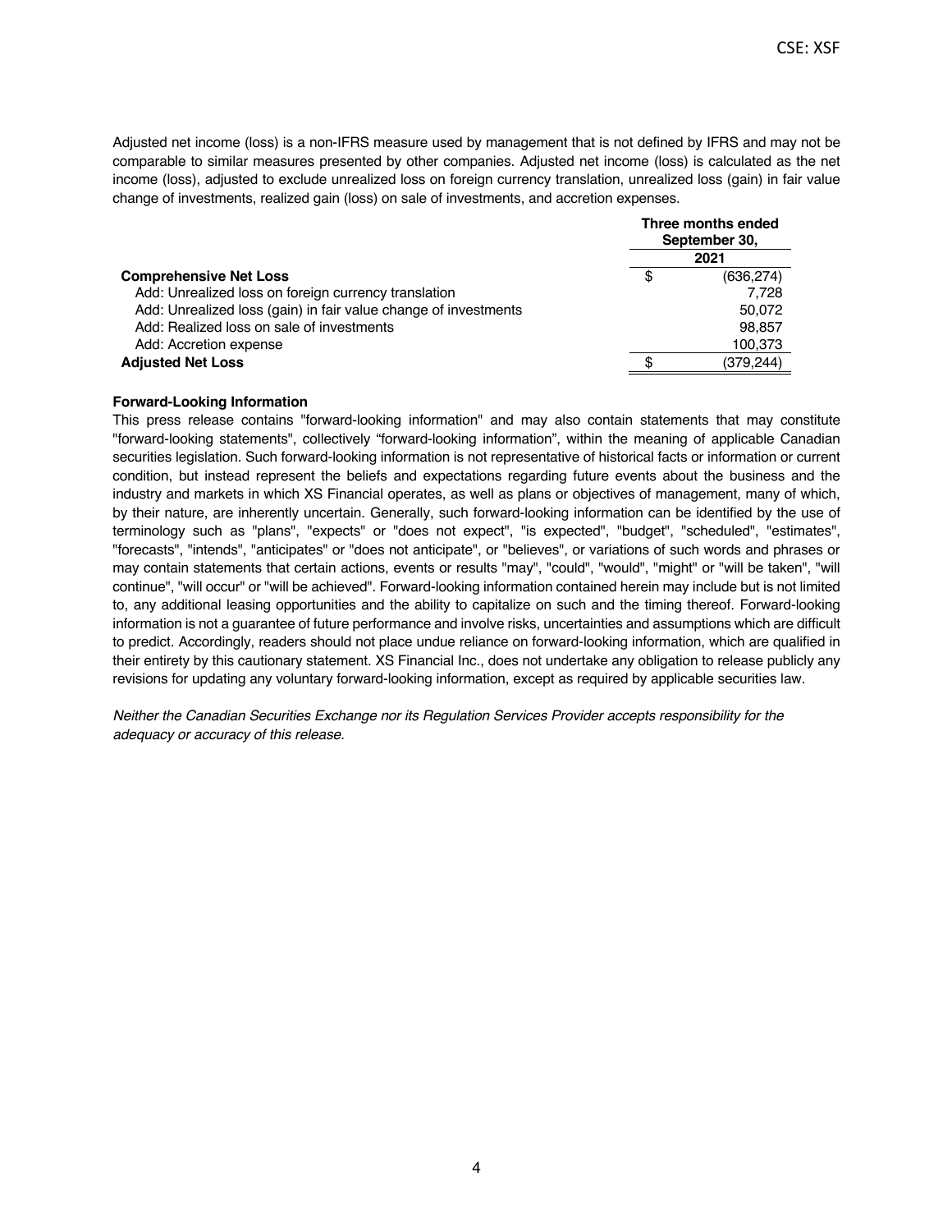Adjusted net income (loss) is a non-IFRS measure used by management that is not defined by IFRS and may not be comparable to similar measures presented by other companies. Adjusted net income (loss) is calculated as the net income (loss), adjusted to exclude unrealized loss on foreign currency translation, unrealized loss (gain) in fair value change of investments, realized gain (loss) on sale of investments, and accretion expenses.

| | Three months ended September 30, 2021 |
|---|---|
| **Comprehensive Net Loss** | $ (636,274) |
| Add: Unrealized loss on foreign currency translation | 7,728 |
| Add: Unrealized loss (gain) in fair value change of investments | 50,072 |
| Add: Realized loss on sale of investments | 98,857 |
| Add: Accretion expense | 100,373 |
| **Adjusted Net Loss** | $ (379,244) |

**Forward-Looking Information**

This press release contains "forward-looking information" and may also contain statements that may constitute "forward-looking statements", collectively "forward-looking information", within the meaning of applicable Canadian securities legislation. Such forward-looking information is not representative of historical facts or information or current condition, but instead represent the beliefs and expectations regarding future events about the business and the industry and markets in which XS Financial operates, as well as plans or objectives of management, many of which, by their nature, are inherently uncertain. Generally, such forward-looking information can be identified by the use of terminology such as "plans", "expects" or "does not expect", "is expected", "budget", "scheduled", "estimates", "forecasts", "intends", "anticipates" or "does not anticipate", or "believes", or variations of such words and phrases or may contain statements that certain actions, events or results "may", "could", "would", "might" or "will be taken", "will continue", "will occur" or "will be achieved". Forward-looking information contained herein may include but is not limited to, any additional leasing opportunities and the ability to capitalize on such and the timing thereof. Forward-looking information is not a guarantee of future performance and involve risks, uncertainties and assumptions which are difficult to predict. Accordingly, readers should not place undue reliance on forward-looking information, which are qualified in their entirety by this cautionary statement. XS Financial Inc., does not undertake any obligation to release publicly any revisions for updating any voluntary forward-looking information, except as required by applicable securities law.

*Neither the Canadian Securities Exchange nor its Regulation Services Provider accepts responsibility for the adequacy or accuracy of this release.*